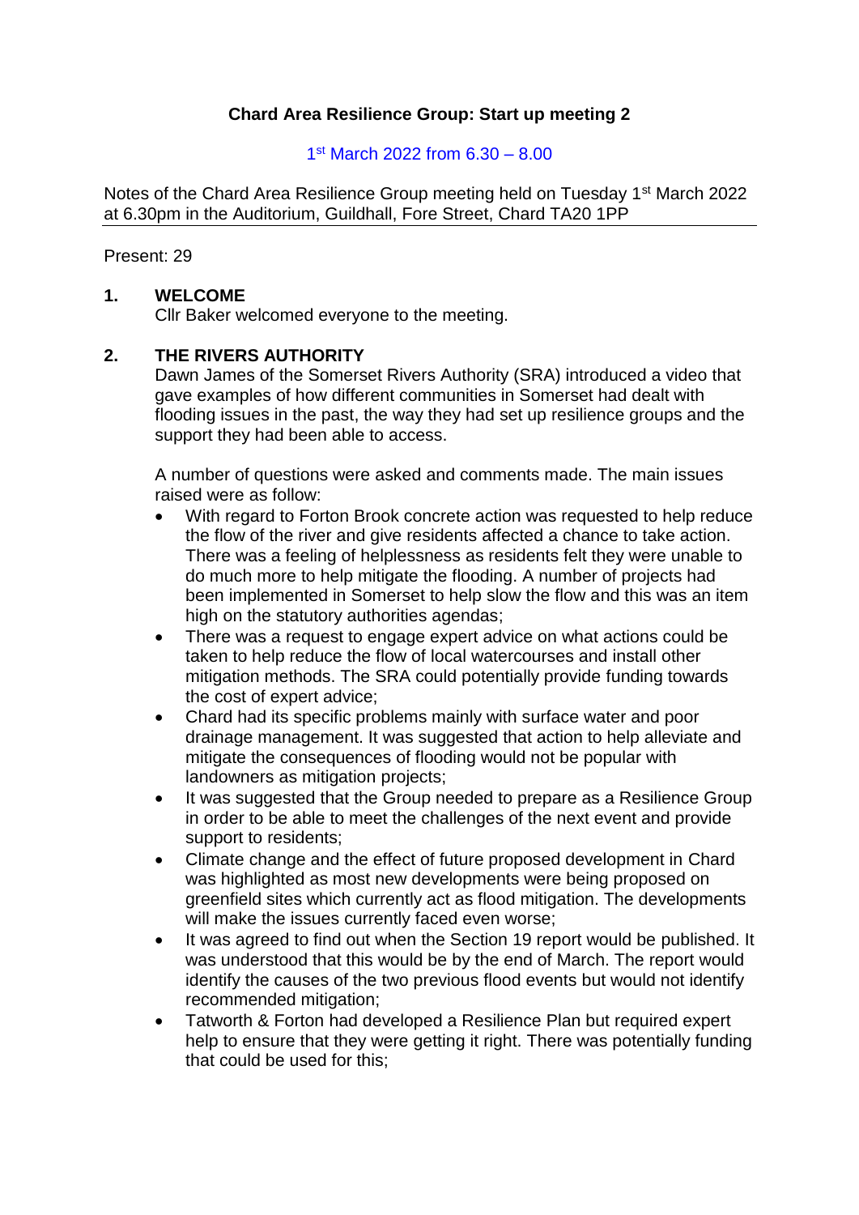# Chard Area Resilience Group: Start up meeting 2

1st March 2022 from 6.30 – 8.00

Notes of the Chard Area Resilience Group meeting held on Tuesday 1st March 2022 at 6.30pm in the Auditorium, Guildhall, Fore Street, Chard TA20 1PP

Present: 29

## 1. WELCOME

Cllr Baker welcomed everyone to the meeting.

## 2. THE RIVERS AUTHORITY

Dawn James of the Somerset Rivers Authority (SRA) introduced a video that gave examples of how different communities in Somerset had dealt with flooding issues in the past, the way they had set up resilience groups and the support they had been able to access.

A number of questions were asked and comments made. The main issues raised were as follow:

- With regard to Forton Brook concrete action was requested to help reduce the flow of the river and give residents affected a chance to take action. There was a feeling of helplessness as residents felt they were unable to do much more to help mitigate the flooding. A number of projects had been implemented in Somerset to help slow the flow and this was an item high on the statutory authorities agendas;
- There was a request to engage expert advice on what actions could be taken to help reduce the flow of local watercourses and install other mitigation methods. The SRA could potentially provide funding towards the cost of expert advice;
- Chard had its specific problems mainly with surface water and poor drainage management. It was suggested that action to help alleviate and mitigate the consequences of flooding would not be popular with landowners as mitigation projects;
- It was suggested that the Group needed to prepare as a Resilience Group in order to be able to meet the challenges of the next event and provide support to residents;
- Climate change and the effect of future proposed development in Chard was highlighted as most new developments were being proposed on greenfield sites which currently act as flood mitigation. The developments will make the issues currently faced even worse;
- It was agreed to find out when the Section 19 report would be published. It was understood that this would be by the end of March. The report would identify the causes of the two previous flood events but would not identify recommended mitigation;
- Tatworth & Forton had developed a Resilience Plan but required expert help to ensure that they were getting it right. There was potentially funding that could be used for this;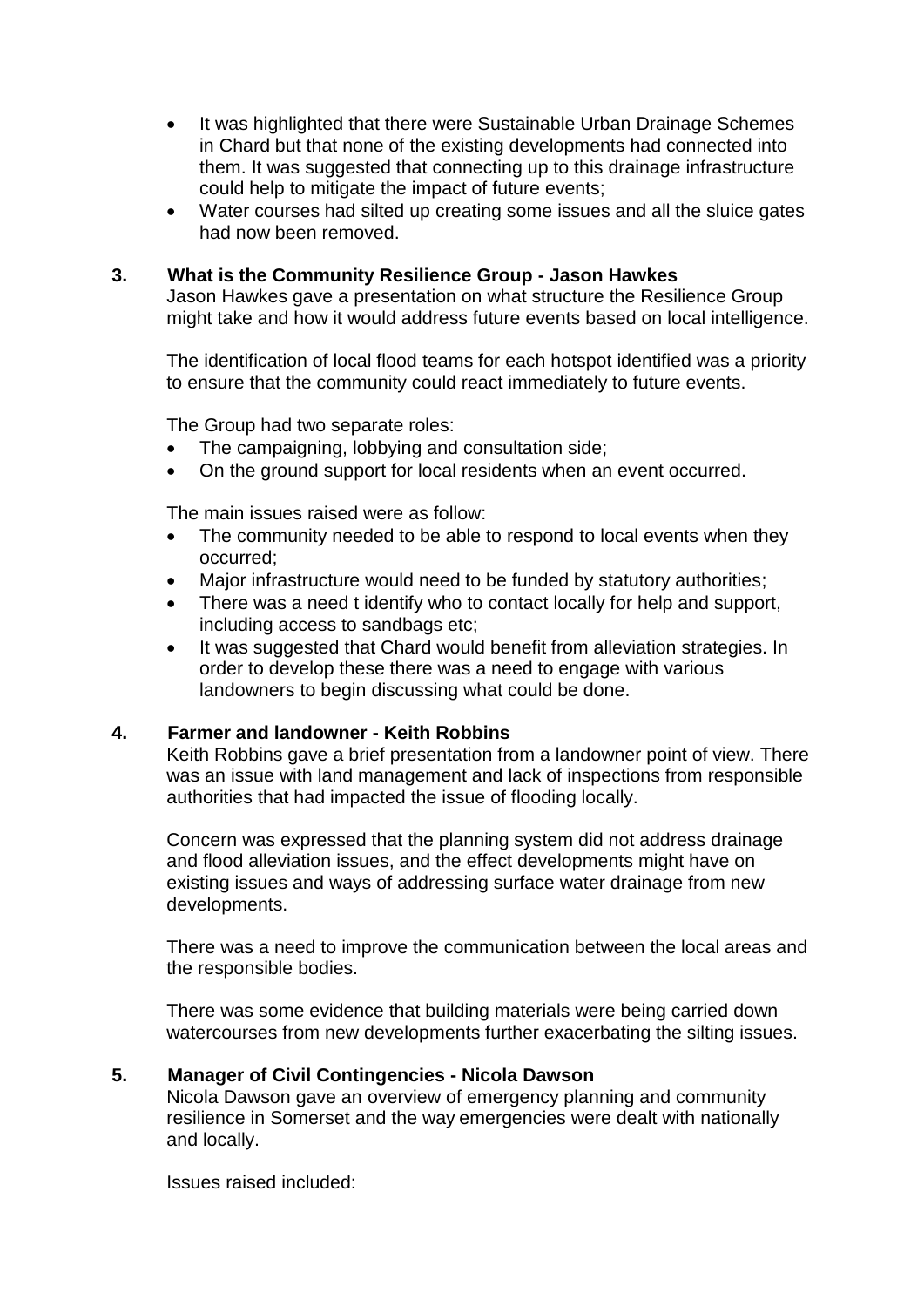- It was highlighted that there were Sustainable Urban Drainage Schemes in Chard but that none of the existing developments had connected into them. It was suggested that connecting up to this drainage infrastructure could help to mitigate the impact of future events;
- Water courses had silted up creating some issues and all the sluice gates had now been removed.

**3. What is the Community Resilience Group - Jason Hawkes**

Jason Hawkes gave a presentation on what structure the Resilience Group might take and how it would address future events based on local intelligence.

The identification of local flood teams for each hotspot identified was a priority to ensure that the community could react immediately to future events.

The Group had two separate roles:

- The campaigning, lobbying and consultation side;
- On the ground support for local residents when an event occurred.

The main issues raised were as follow:

- The community needed to be able to respond to local events when they occurred;
- Major infrastructure would need to be funded by statutory authorities;
- There was a need t identify who to contact locally for help and support, including access to sandbags etc;
- It was suggested that Chard would benefit from alleviation strategies. In order to develop these there was a need to engage with various landowners to begin discussing what could be done.

**4. Farmer and landowner - Keith Robbins**

Keith Robbins gave a brief presentation from a landowner point of view. There was an issue with land management and lack of inspections from responsible authorities that had impacted the issue of flooding locally.

Concern was expressed that the planning system did not address drainage and flood alleviation issues, and the effect developments might have on existing issues and ways of addressing surface water drainage from new developments.

There was a need to improve the communication between the local areas and the responsible bodies.

There was some evidence that building materials were being carried down watercourses from new developments further exacerbating the silting issues.

**5. Manager of Civil Contingencies - Nicola Dawson**

Nicola Dawson gave an overview of emergency planning and community resilience in Somerset and the way emergencies were dealt with nationally and locally.

Issues raised included: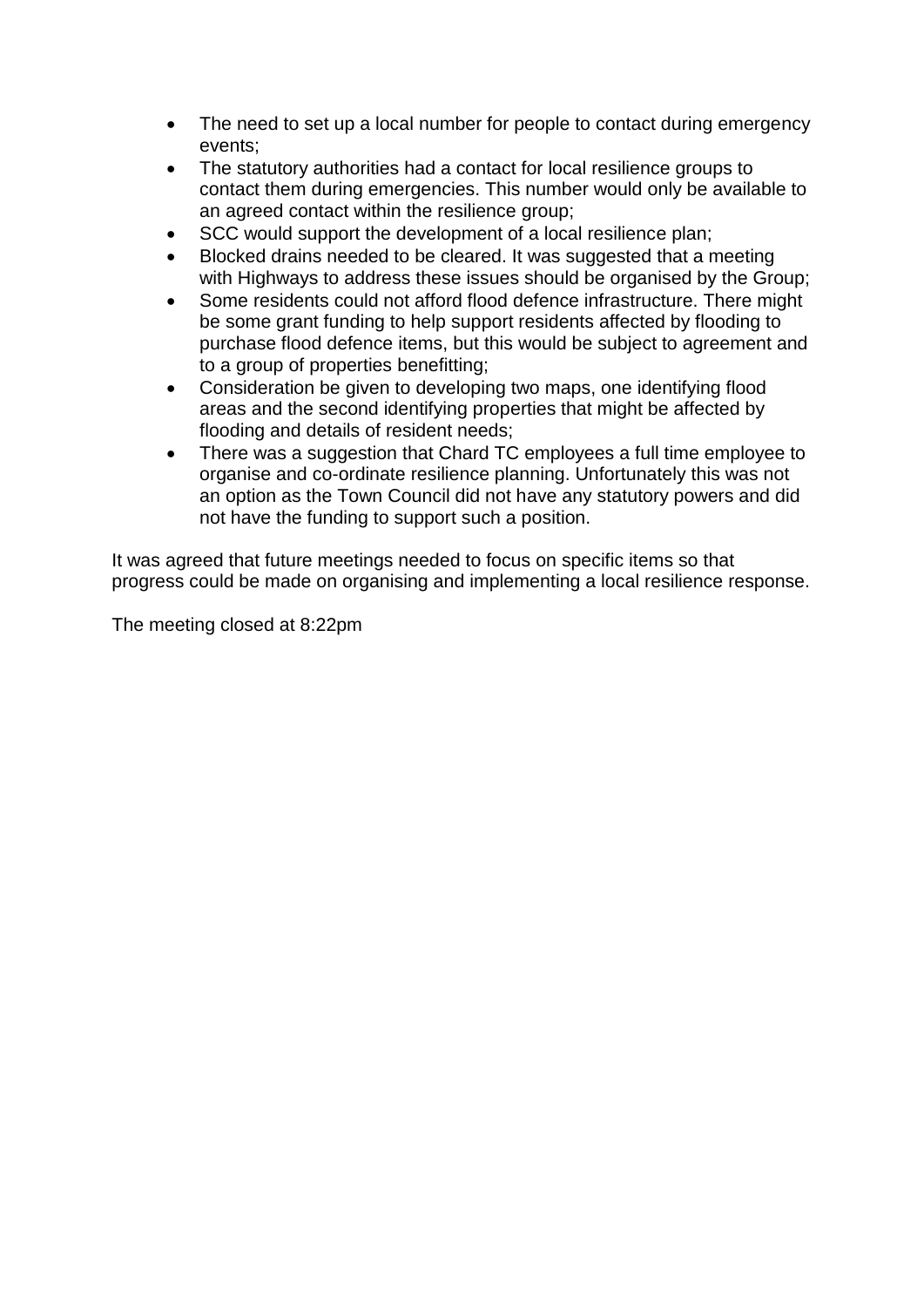- The need to set up a local number for people to contact during emergency events;
- The statutory authorities had a contact for local resilience groups to contact them during emergencies. This number would only be available to an agreed contact within the resilience group;
- SCC would support the development of a local resilience plan;
- Blocked drains needed to be cleared. It was suggested that a meeting with Highways to address these issues should be organised by the Group;
- Some residents could not afford flood defence infrastructure. There might be some grant funding to help support residents affected by flooding to purchase flood defence items, but this would be subject to agreement and to a group of properties benefitting;
- Consideration be given to developing two maps, one identifying flood areas and the second identifying properties that might be affected by flooding and details of resident needs;
- There was a suggestion that Chard TC employees a full time employee to organise and co-ordinate resilience planning. Unfortunately this was not an option as the Town Council did not have any statutory powers and did not have the funding to support such a position.

It was agreed that future meetings needed to focus on specific items so that progress could be made on organising and implementing a local resilience response.

The meeting closed at 8:22pm